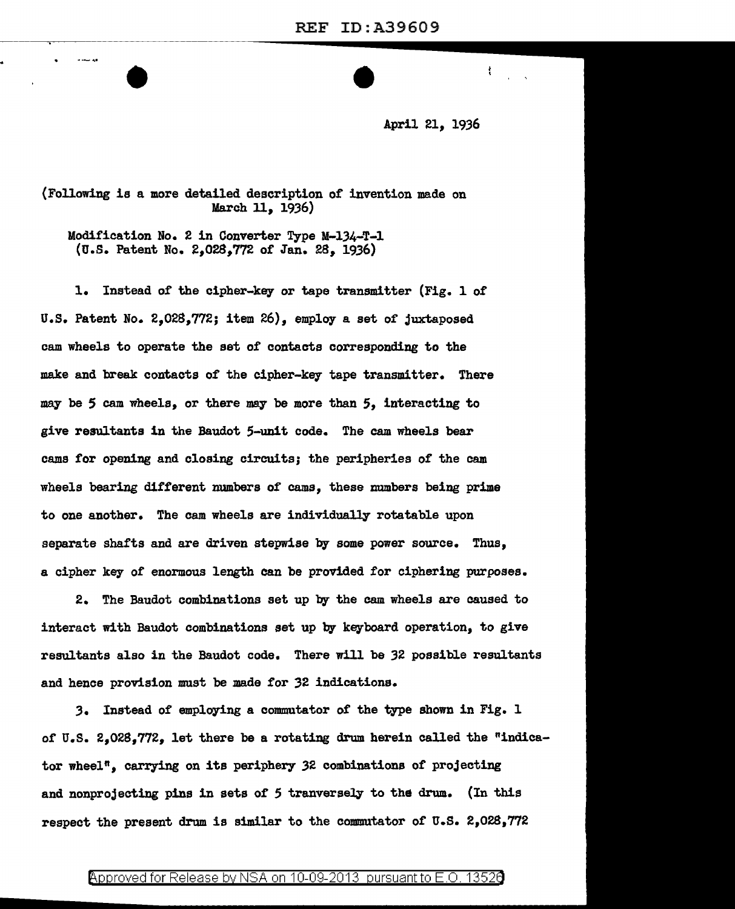April 21, 1936

(Following is a more detailed description of invention made on March 11, 1936)

Modification No. 2 in Converter Type M-134-T-1
(U.S. Patent No. 2,028,772 of Jan. 28, 1936)

1. Instead of the cipher-key or tape transmitter (Fig. 1 of U.S. Patent No. 2,028,772; item 26), employ a set of juxtaposed cam wheels to operate the set of contacts corresponding to the make and break contacts of the cipher-key tape transmitter. There may be 5 cam wheels, or there may be more than 5, interacting to give resultants in the Baudot 5-unit code. The cam wheels bear cams for opening and closing circuits; the peripheries of the cam wheels bearing different numbers of cams, these numbers being prime to one another. The cam wheels are individually rotatable upon separate shafts and are driven stepwise by some power source. Thus, a cipher key of enormous length can be provided for ciphering purposes.

2. The Baudot combinations set up by the cam wheels are caused to interact with Baudot combinations set up by keyboard operation, to give resultants also in the Baudot code. There will be 32 possible resultants and hence provision must be made for 32 indications.

3. Instead of employing a commutator of the type shown in Fig. 1 of U.S. 2,028,772, let there be a rotating drum herein called the "indicator wheel", carrying on its periphery 32 combinations of projecting and nonprojecting pins in sets of 5 tranversely to the drum. (In this respect the present drum is similar to the commutator of U.S. 2,028,772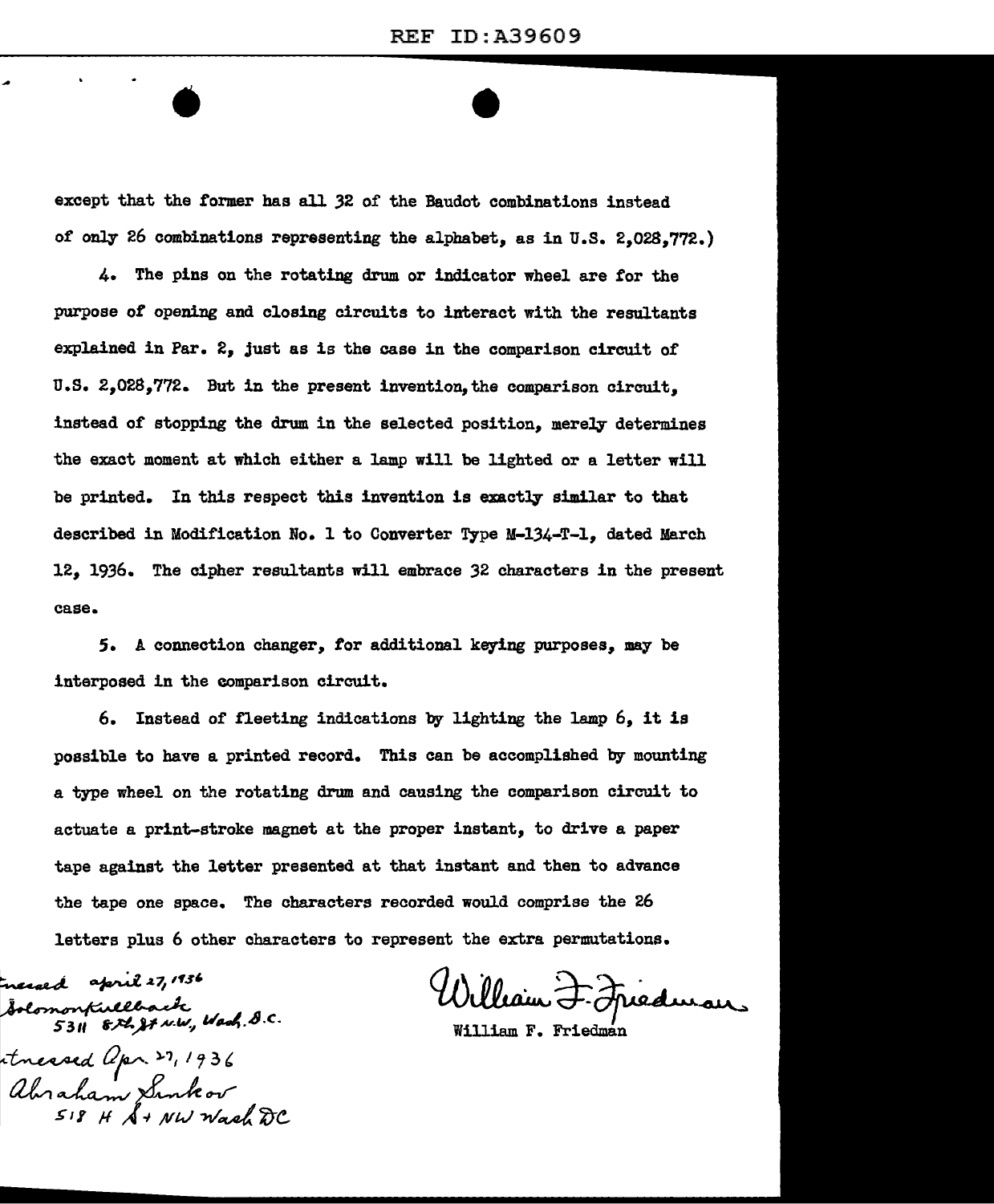except that the former has all 32 of the Baudot combinations instead of only 26 combinations representing the alphabet, as in U.S. 2,028,772.)

4. The pins on the rotating drum or indicator wheel are for the purpose of opening and closing circuits to interact with the resultants explained in Par. 2, just as is the case in the comparison circuit of U.S. 2,028,772. But in the present invention, the comparison circuit, instead of stopping the drum in the selected position, merely determines the exact moment at which either a lamp will be lighted or a letter will be printed. In this respect this invention is exactly similar to that described in Modification No. 1 to Converter Type M-134-T-1, dated March 12, 1936. The cipher resultants will embrace 32 characters in the present case.

5. A connection changer, for additional keying purposes, may be interposed in the comparison circuit.

6. Instead of fleeting indications by lighting the lamp 6, it is possible to have a printed record. This can be accomplished by mounting a type wheel on the rotating drum and causing the comparison circuit to actuate a print-stroke magnet at the proper instant, to drive a paper tape against the letter presented at that instant and then to advance the tape one space. The characters recorded would comprise the 26 letters plus 6 other characters to represent the extra permutations.

Witnessed April 27, 1936
Solomon Kullback
5311 8th St N.W., Wash. D.C.

Witnessed Apr. 27, 1936
Abraham Sinkov
518 H St NW Wash DC

William F. Friedman

William F. Friedman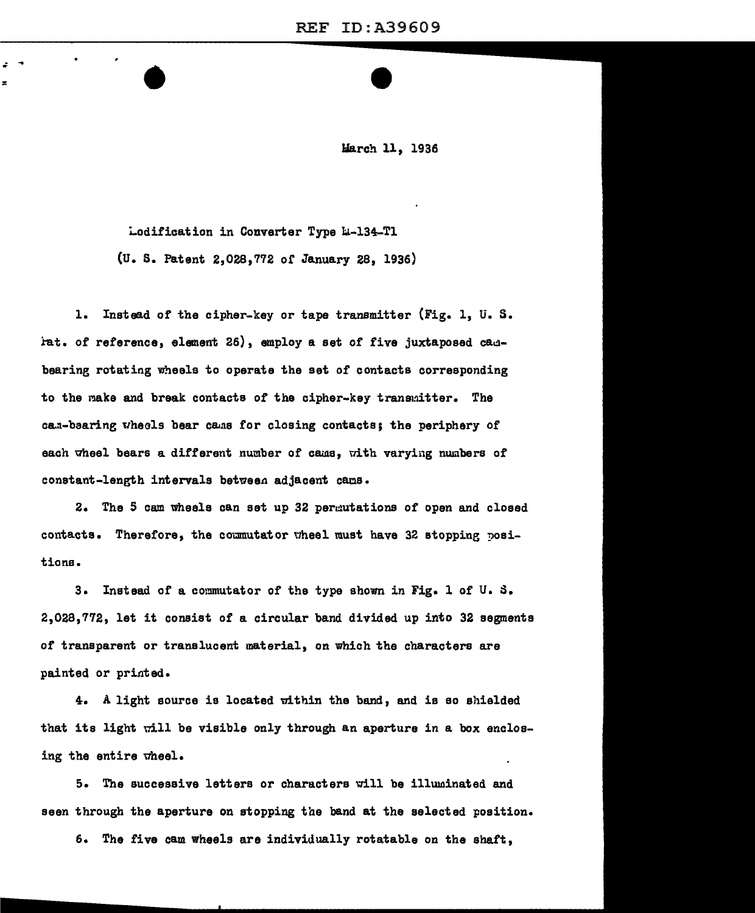March 11, 1936

Modification in Converter Type M-134-T1
(U. S. Patent 2,028,772 of January 28, 1936)

1. Instead of the cipher-key or tape transmitter (Fig. 1, U. S. Pat. of reference, element 26), employ a set of five juxtaposed cam-bearing rotating wheels to operate the set of contacts corresponding to the make and break contacts of the cipher-key transmitter. The cam-bearing wheels bear cams for closing contacts; the periphery of each wheel bears a different number of cams, with varying numbers of constant-length intervals between adjacent cams.

2. The 5 cam wheels can set up 32 permutations of open and closed contacts. Therefore, the commutator wheel must have 32 stopping positions.

3. Instead of a commutator of the type shown in Fig. 1 of U. S. 2,028,772, let it consist of a circular band divided up into 32 segments of transparent or translucent material, on which the characters are painted or printed.

4. A light source is located within the band, and is so shielded that its light will be visible only through an aperture in a box enclosing the entire wheel.

5. The successive letters or characters will be illuminated and seen through the aperture on stopping the band at the selected position.

6. The five cam wheels are individually rotatable on the shaft,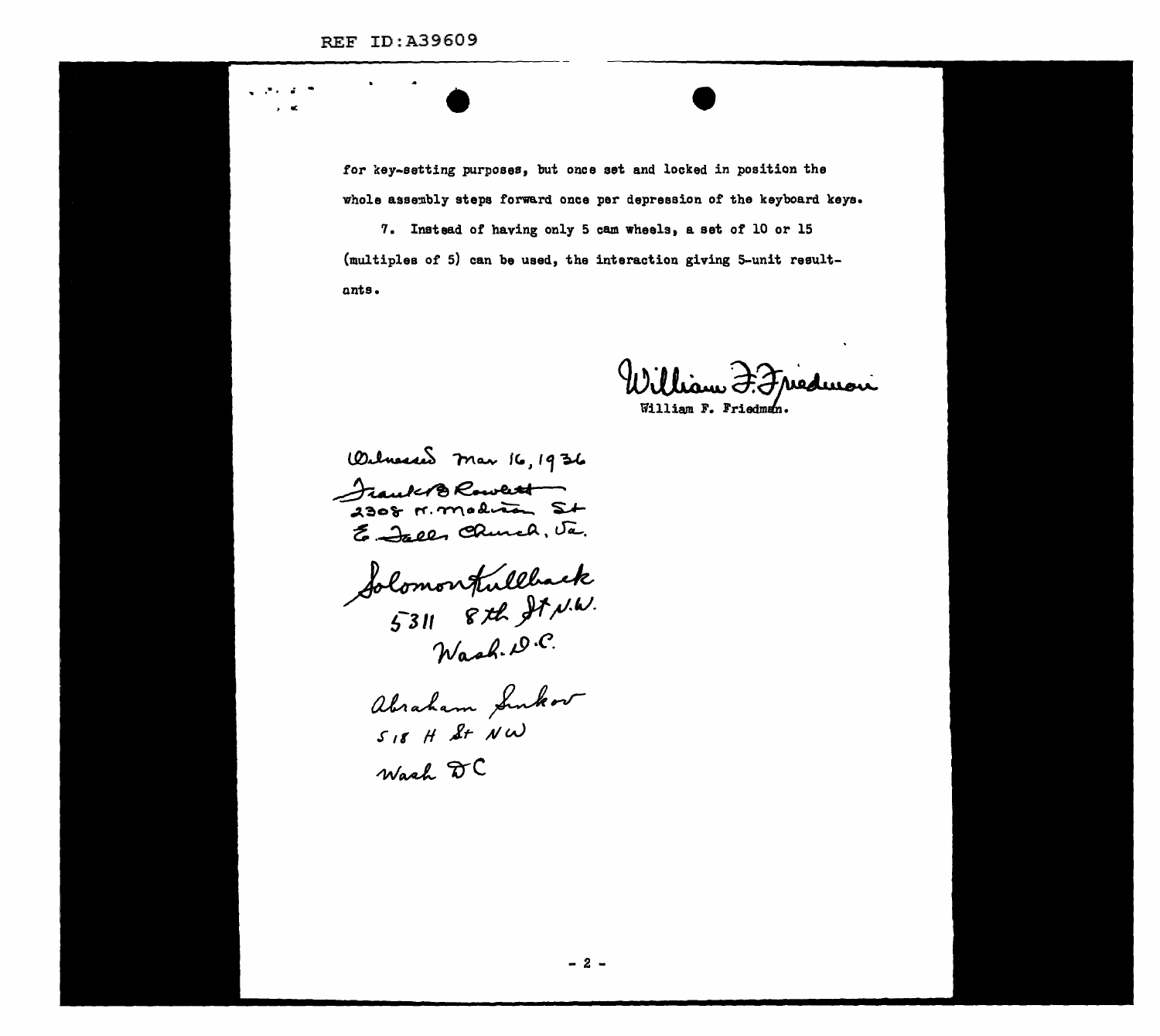for key-setting purposes, but once set and locked in position the whole assembly steps forward once per depression of the keyboard keys.

7. Instead of having only 5 cam wheels, a set of 10 or 15 (multiples of 5) can be used, the interaction giving 5-unit resultants.

William F. Friedman
William F. Friedman.

Witnessed Mar 16, 1936

Frank B Rowlett
2308 N. Madison St
E. Falls Church, Va.

Solomon Kullback
5311 8th St N.W.
Wash. D.C.

Abraham Sinkov
518 H St NW
Wash DC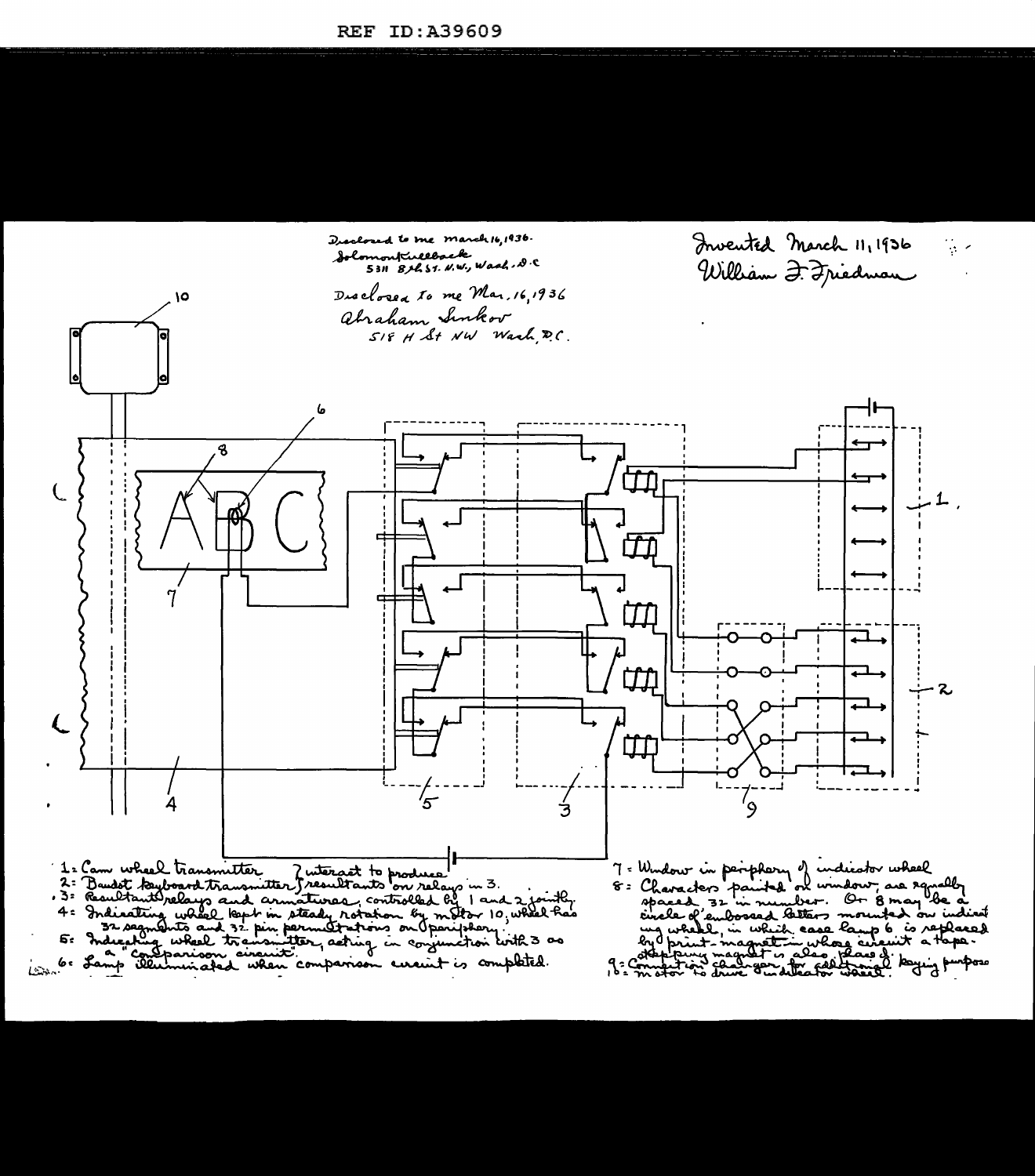REF ID:A39609

Disclosed to me March 16, 1936.
Solomon Kullback
5311 8th St. N.W., Wash. D.C.

Disclosed to me Mar. 16, 1936
Abraham Sinkov
518 H St NW Wash, D.C.

Invented March 11, 1936
William F. Friedman

10

6

8

ABC

1

7

2

4

5

3

9

1: Cam wheel transmitter } interact to produce
2: Baudot keyboard transmitter } resultants on relays in 3.
3: Resultant relays and armatures, controlled by 1 and 2 jointly.
4: Indicating wheel kept in steady rotation by motor 10; wheel has 32 segments and 32 pin permutations on periphery.
5: Indicating wheel transmitter, acting in conjunction with 3 as a "comparison circuit".
6: Lamp illuminated when comparison circuit is completed.

7 = Window in periphery of indicator wheel
8: Characters painted on window, are equally spaced 32 in number. Or 8 may be a circle of embossed letters mounted on indicating wheel, in which case lamp 6 is replaced by print-magnet in whose circuit a tape-stepping magnet is also placed.
9: Connection changer for additional keying purposes
10: motor to drive indicator wheel.